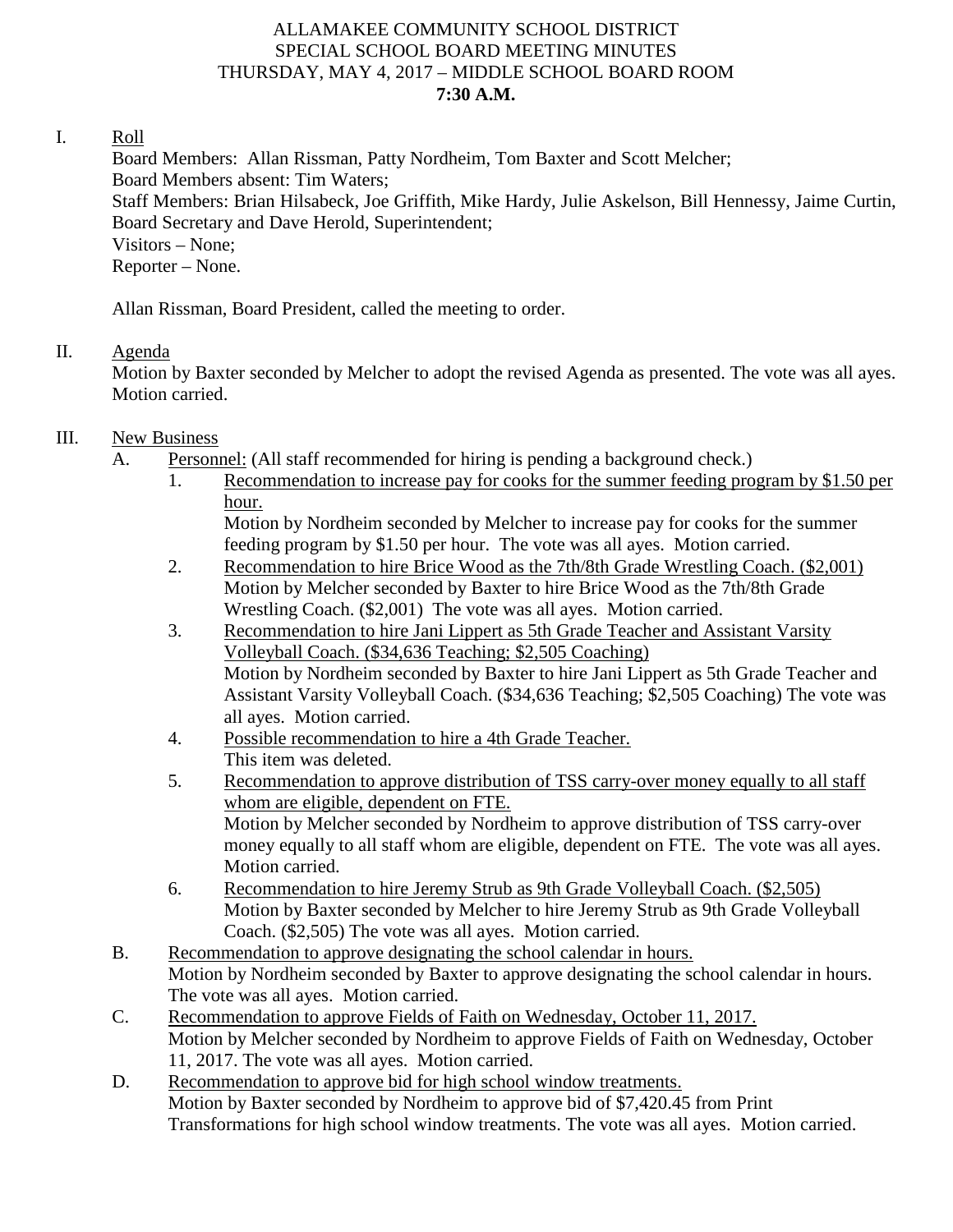# ALLAMAKEE COMMUNITY SCHOOL DISTRICT
## SPECIAL SCHOOL BOARD MEETING MINUTES
## THURSDAY, MAY 4, 2017 – MIDDLE SCHOOL BOARD ROOM
## **7:30 A.M.**

I. Roll

Board Members: Allan Rissman, Patty Nordheim, Tom Baxter and Scott Melcher;
Board Members absent: Tim Waters;
Staff Members: Brian Hilsabeck, Joe Griffith, Mike Hardy, Julie Askelson, Bill Hennessy, Jaime Curtin, Board Secretary and Dave Herold, Superintendent;
Visitors – None;
Reporter – None.

Allan Rissman, Board President, called the meeting to order.

II. Agenda

Motion by Baxter seconded by Melcher to adopt the revised Agenda as presented. The vote was all ayes. Motion carried.

III. New Business

A. Personnel: (All staff recommended for hiring is pending a background check.)

1. Recommendation to increase pay for cooks for the summer feeding program by $1.50 per hour.
   Motion by Nordheim seconded by Melcher to increase pay for cooks for the summer feeding program by $1.50 per hour. The vote was all ayes. Motion carried.
2. Recommendation to hire Brice Wood as the 7th/8th Grade Wrestling Coach. ($2,001)
   Motion by Melcher seconded by Baxter to hire Brice Wood as the 7th/8th Grade Wrestling Coach. ($2,001) The vote was all ayes. Motion carried.
3. Recommendation to hire Jani Lippert as 5th Grade Teacher and Assistant Varsity Volleyball Coach. ($34,636 Teaching; $2,505 Coaching)
   Motion by Nordheim seconded by Baxter to hire Jani Lippert as 5th Grade Teacher and Assistant Varsity Volleyball Coach. ($34,636 Teaching; $2,505 Coaching) The vote was all ayes. Motion carried.
4. Possible recommendation to hire a 4th Grade Teacher.
   This item was deleted.
5. Recommendation to approve distribution of TSS carry-over money equally to all staff whom are eligible, dependent on FTE.
   Motion by Melcher seconded by Nordheim to approve distribution of TSS carry-over money equally to all staff whom are eligible, dependent on FTE. The vote was all ayes. Motion carried.
6. Recommendation to hire Jeremy Strub as 9th Grade Volleyball Coach. ($2,505)
   Motion by Baxter seconded by Melcher to hire Jeremy Strub as 9th Grade Volleyball Coach. ($2,505) The vote was all ayes. Motion carried.

B. Recommendation to approve designating the school calendar in hours.
Motion by Nordheim seconded by Baxter to approve designating the school calendar in hours. The vote was all ayes. Motion carried.

C. Recommendation to approve Fields of Faith on Wednesday, October 11, 2017.
Motion by Melcher seconded by Nordheim to approve Fields of Faith on Wednesday, October 11, 2017. The vote was all ayes. Motion carried.

D. Recommendation to approve bid for high school window treatments.
Motion by Baxter seconded by Nordheim to approve bid of $7,420.45 from Print Transformations for high school window treatments. The vote was all ayes. Motion carried.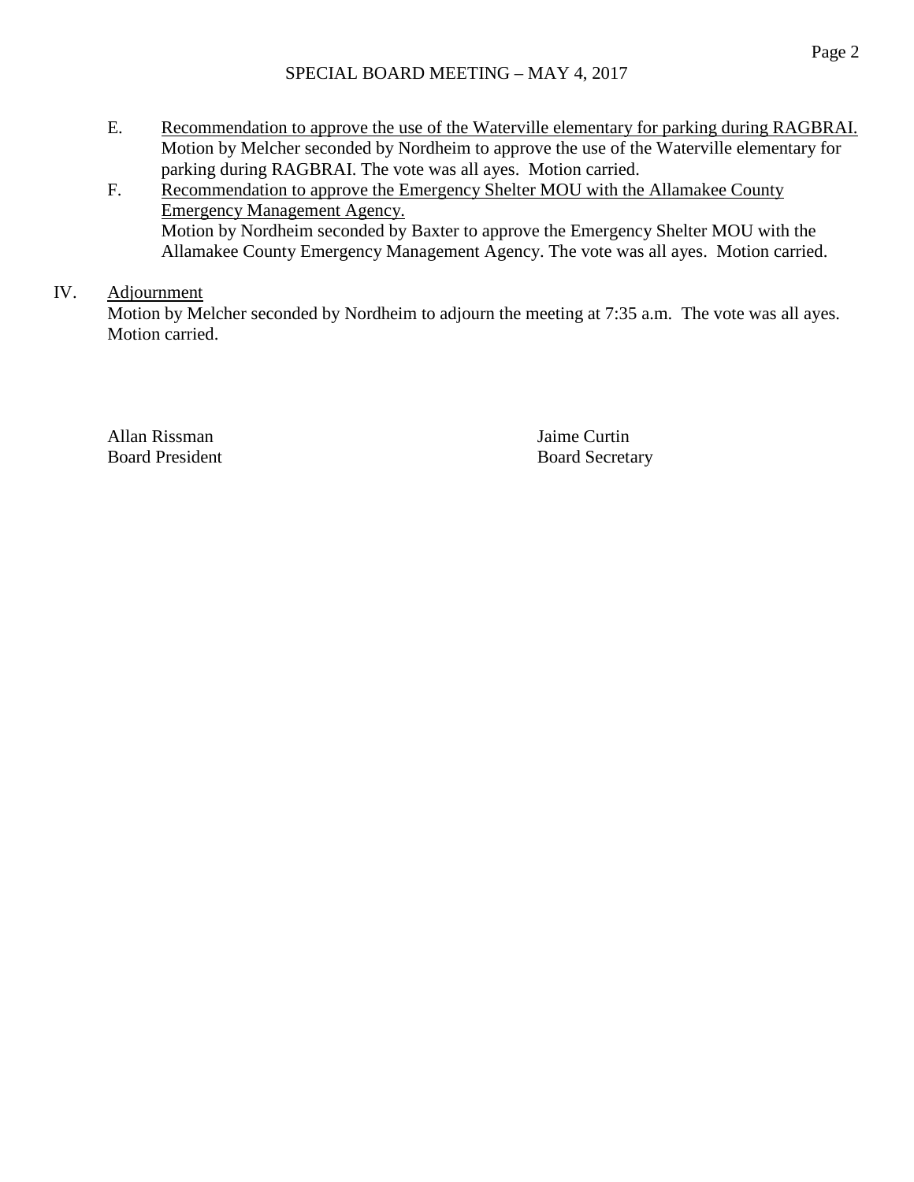SPECIAL BOARD MEETING – MAY 4, 2017

E. Recommendation to approve the use of the Waterville elementary for parking during RAGBRAI.
   Motion by Melcher seconded by Nordheim to approve the use of the Waterville elementary for parking during RAGBRAI. The vote was all ayes. Motion carried.

F. Recommendation to approve the Emergency Shelter MOU with the Allamakee County Emergency Management Agency.
   Motion by Nordheim seconded by Baxter to approve the Emergency Shelter MOU with the Allamakee County Emergency Management Agency. The vote was all ayes. Motion carried.

IV. Adjournment

Motion by Melcher seconded by Nordheim to adjourn the meeting at 7:35 a.m. The vote was all ayes. Motion carried.

Allan Rissman
Board President

Jaime Curtin
Board Secretary